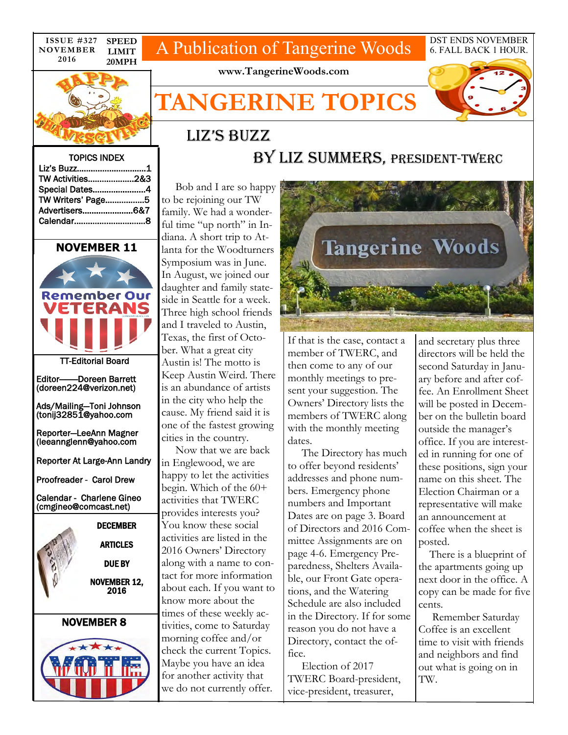ISSUE #327 NOVEMBER 2016

SPEED LIMIT 20MPH

A Publication of Tangerine Woods

DST ENDS NOVEMBER 6. FALL BACK 1 HOUR.

www.TangerineWoods.com

# TANGERINE TOPICS

## LIZ'S BUZZ

### BY LIZ SUMMERS, PRESIDENT-TWERC

Bob and I are so happy to be rejoining our TW family. We had a wonderful time "up north" in Indiana. A short trip to Atlanta for the Woodturners Symposium was in June. In August, we joined our daughter and family stateside in Seattle for a week. Three high school friends and I traveled to Austin, Texas, the first of October. What a great city Austin is! The motto is Keep Austin Weird. There is an abundance of artists in the city who help the cause. My friend said it is one of the fastest growing cities in the country.

Now that we are back in Englewood, we are happy to let the activities begin. Which of the 60+ activities that TWERC provides interests you? You know these social activities are listed in the 2016 Owners' Directory along with a name to contact for more information about each. If you want to know more about the times of these weekly activities, come to Saturday morning coffee and/or check the current Topics. Maybe you have an idea for another activity that we do not currently offer. If that is the case, contact a member of TWERC, and then come to any of our monthly meetings to present your suggestion. The Owners' Directory lists the members of TWERC along with the monthly meeting dates.

The Directory has much to offer beyond residents' addresses and phone numbers. Emergency phone numbers and Important Dates are on page 3. Board of Directors and 2016 Committee Assignments are on page 4-6. Emergency Preparedness, Shelters Available, our Front Gate operations, and the Watering Schedule are also included in the Directory. If for some reason you do not have a Directory, contact the office.

Election of 2017 TWERC Board-president, vice-president, treasurer, and secretary plus three directors will be held the second Saturday in January before and after coffee. An Enrollment Sheet will be posted in December on the bulletin board outside the manager's office. If you are interested in running for one of these positions, sign your name on this sheet. The Election Chairman or a representative will make an announcement at coffee when the sheet is posted.

There is a blueprint of the apartments going up next door in the office. A copy can be made for five cents.

Remember Saturday Coffee is an excellent time to visit with friends and neighbors and find out what is going on in TW.

---

**TOPICS INDEX**

- Liz's Buzz.......1
- TW Activities.......2&3
- Special Dates.......4
- TW Writers' Page.......5
- Advertisers.......6&7
- Calendar.......8

**NOVEMBER 11**

Remember Our VETERANS

**TT-Editorial Board**

Editor——Doreen Barrett (doreen224@verizon.net)

Ads/Mailing—Toni Johnson (tonij32851@yahoo.com

Reporter—LeeAnn Magner (leeannglenn@yahoo.com

Reporter At Large-Ann Landry

Proofreader - Carol Drew

Calendar - Charlene Gineo (cmgineo@comcast.net)

**DECEMBER ARTICLES DUE BY NOVEMBER 12, 2016**

**NOVEMBER 8**

VOTE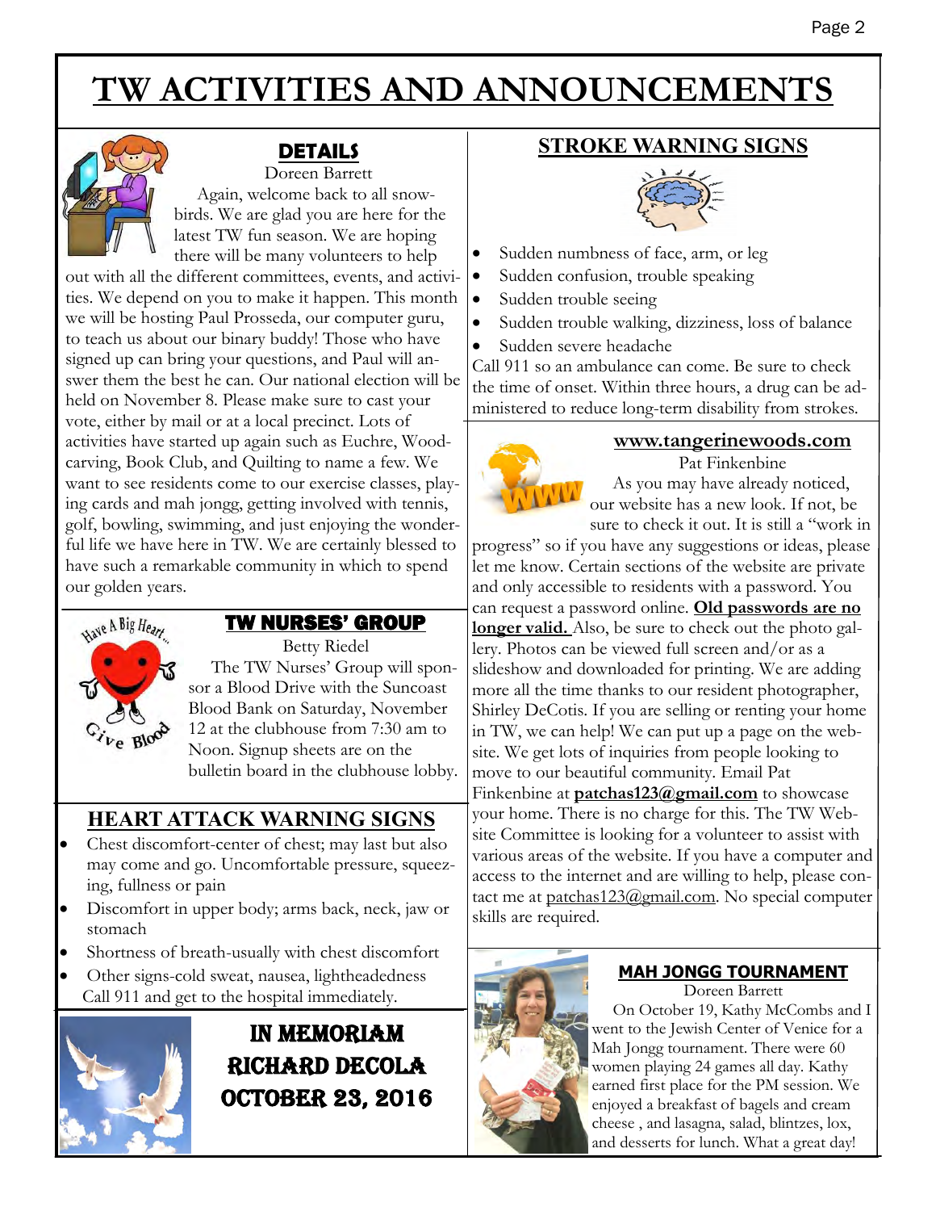# TW ACTIVITIES AND ANNOUNCEMENTS

## DETAILS

Doreen Barrett

Again, welcome back to all snowbirds. We are glad you are here for the latest TW fun season. We are hoping there will be many volunteers to help out with all the different committees, events, and activities. We depend on you to make it happen. This month we will be hosting Paul Prosseda, our computer guru, to teach us about our binary buddy! Those who have signed up can bring your questions, and Paul will answer them the best he can. Our national election will be held on November 8. Please make sure to cast your vote, either by mail or at a local precinct. Lots of activities have started up again such as Euchre, Woodcarving, Book Club, and Quilting to name a few. We want to see residents come to our exercise classes, playing cards and mah jongg, getting involved with tennis, golf, bowling, swimming, and just enjoying the wonderful life we have here in TW. We are certainly blessed to have such a remarkable community in which to spend our golden years.

## TW NURSES' GROUP

Betty Riedel

The TW Nurses' Group will sponsor a Blood Drive with the Suncoast Blood Bank on Saturday, November 12 at the clubhouse from 7:30 am to Noon. Signup sheets are on the bulletin board in the clubhouse lobby.

## HEART ATTACK WARNING SIGNS

- Chest discomfort-center of chest; may last but also may come and go. Uncomfortable pressure, squeezing, fullness or pain
- Discomfort in upper body; arms back, neck, jaw or stomach
- Shortness of breath-usually with chest discomfort
- Other signs-cold sweat, nausea, lightheadedness

Call 911 and get to the hospital immediately.

## IN MEMORIAM

**RICHARD DECOLA**

**OCTOBER 23, 2016**

## STROKE WARNING SIGNS

- Sudden numbness of face, arm, or leg
- Sudden confusion, trouble speaking
- Sudden trouble seeing
- Sudden trouble walking, dizziness, loss of balance
- Sudden severe headache

Call 911 so an ambulance can come. Be sure to check the time of onset. Within three hours, a drug can be administered to reduce long-term disability from strokes.

## www.tangerinewoods.com

Pat Finkenbine

As you may have already noticed, our website has a new look. If not, be sure to check it out. It is still a "work in progress" so if you have any suggestions or ideas, please let me know. Certain sections of the website are private and only accessible to residents with a password. You can request a password online. **Old passwords are no longer valid.** Also, be sure to check out the photo gallery. Photos can be viewed full screen and/or as a slideshow and downloaded for printing. We are adding more all the time thanks to our resident photographer, Shirley DeCotis. If you are selling or renting your home in TW, we can help! We can put up a page on the website. We get lots of inquiries from people looking to move to our beautiful community. Email Pat Finkenbine at **patchas123@gmail.com** to showcase your home. There is no charge for this. The TW Website Committee is looking for a volunteer to assist with various areas of the website. If you have a computer and access to the internet and are willing to help, please contact me at patchas123@gmail.com. No special computer skills are required.

## MAH JONGG TOURNAMENT

Doreen Barrett

On October 19, Kathy McCombs and I went to the Jewish Center of Venice for a Mah Jongg tournament. There were 60 women playing 24 games all day. Kathy earned first place for the PM session. We enjoyed a breakfast of bagels and cream cheese , and lasagna, salad, blintzes, lox, and desserts for lunch. What a great day!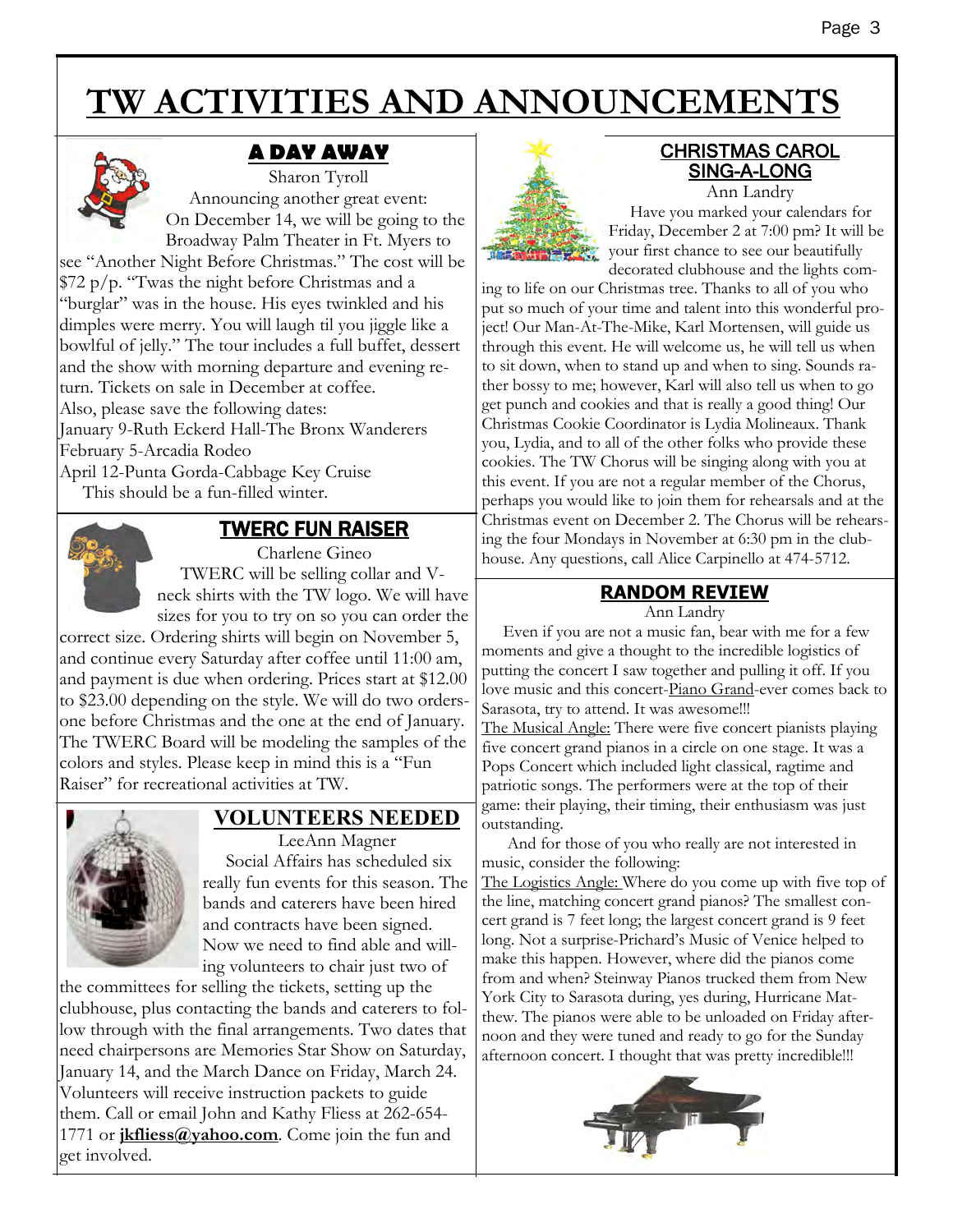# TW ACTIVITIES AND ANNOUNCEMENTS

## A DAY AWAY

Sharon Tyroll

Announcing another great event: On December 14, we will be going to the Broadway Palm Theater in Ft. Myers to see "Another Night Before Christmas." The cost will be $72 p/p. "Twas the night before Christmas and a "burglar" was in the house. His eyes twinkled and his dimples were merry. You will laugh til you jiggle like a bowlful of jelly." The tour includes a full buffet, dessert and the show with morning departure and evening return. Tickets on sale in December at coffee.

Also, please save the following dates:

January 9-Ruth Eckerd Hall-The Bronx Wanderers
February 5-Arcadia Rodeo
April 12-Punta Gorda-Cabbage Key Cruise

This should be a fun-filled winter.

## TWERC FUN RAISER

Charlene Gineo

TWERC will be selling collar and V-neck shirts with the TW logo. We will have sizes for you to try on so you can order the correct size. Ordering shirts will begin on November 5, and continue every Saturday after coffee until 11:00 am, and payment is due when ordering. Prices start at $12.00 to $23.00 depending on the style. We will do two orders-one before Christmas and the one at the end of January. The TWERC Board will be modeling the samples of the colors and styles. Please keep in mind this is a "Fun Raiser" for recreational activities at TW.

## VOLUNTEERS NEEDED

LeeAnn Magner

Social Affairs has scheduled six really fun events for this season. The bands and caterers have been hired and contracts have been signed. Now we need to find able and willing volunteers to chair just two of the committees for selling the tickets, setting up the clubhouse, plus contacting the bands and caterers to follow through with the final arrangements. Two dates that need chairpersons are Memories Star Show on Saturday, January 14, and the March Dance on Friday, March 24. Volunteers will receive instruction packets to guide them. Call or email John and Kathy Fliess at 262-654-1771 or **jkfliess@yahoo.com**. Come join the fun and get involved.

## CHRISTMAS CAROL SING-A-LONG

Ann Landry

Have you marked your calendars for Friday, December 2 at 7:00 pm? It will be your first chance to see our beautifully decorated clubhouse and the lights coming to life on our Christmas tree. Thanks to all of you who put so much of your time and talent into this wonderful project! Our Man-At-The-Mike, Karl Mortensen, will guide us through this event. He will welcome us, he will tell us when to sit down, when to stand up and when to sing. Sounds rather bossy to me; however, Karl will also tell us when to go get punch and cookies and that is really a good thing! Our Christmas Cookie Coordinator is Lydia Molineaux. Thank you, Lydia, and to all of the other folks who provide these cookies. The TW Chorus will be singing along with you at this event. If you are not a regular member of the Chorus, perhaps you would like to join them for rehearsals and at the Christmas event on December 2. The Chorus will be rehearsing the four Mondays in November at 6:30 pm in the clubhouse. Any questions, call Alice Carpinello at 474-5712.

## RANDOM REVIEW

Ann Landry

Even if you are not a music fan, bear with me for a few moments and give a thought to the incredible logistics of putting the concert I saw together and pulling it off. If you love music and this concert-Piano Grand-ever comes back to Sarasota, try to attend. It was awesome!!!

The Musical Angle: There were five concert pianists playing five concert grand pianos in a circle on one stage. It was a Pops Concert which included light classical, ragtime and patriotic songs. The performers were at the top of their game: their playing, their timing, their enthusiasm was just outstanding.

And for those of you who really are not interested in music, consider the following:

The Logistics Angle: Where do you come up with five top of the line, matching concert grand pianos? The smallest concert grand is 7 feet long; the largest concert grand is 9 feet long. Not a surprise-Prichard's Music of Venice helped to make this happen. However, where did the pianos come from and when? Steinway Pianos trucked them from New York City to Sarasota during, yes during, Hurricane Matthew. The pianos were able to be unloaded on Friday afternoon and they were tuned and ready to go for the Sunday afternoon concert. I thought that was pretty incredible!!!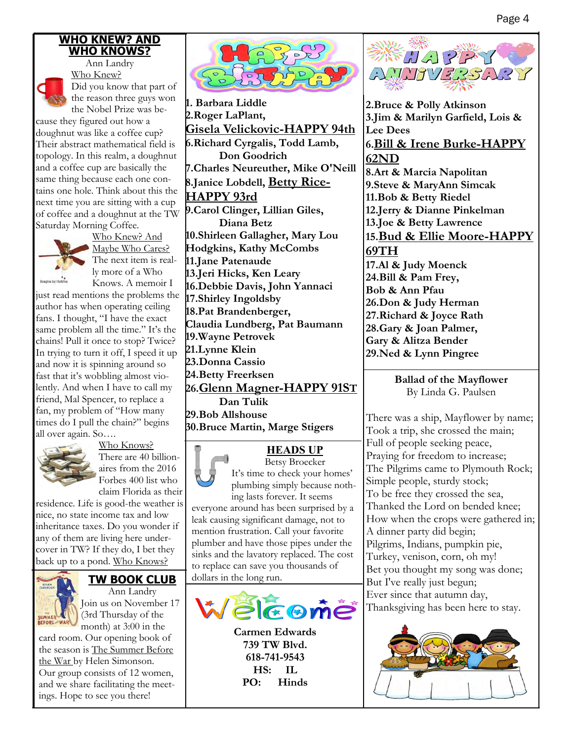## WHO KNEW? AND WHO KNOWS?

Ann Landry

Who Knew?

Did you know that part of the reason three guys won the Nobel Prize was because they figured out how a doughnut was like a coffee cup? Their abstract mathematical field is topology. In this realm, a doughnut and a coffee cup are basically the same thing because each one contains one hole. Think about this the next time you are sitting with a cup of coffee and a doughnut at the TW Saturday Morning Coffee.

Who Knew? And Maybe Who Cares?

The next item is really more of a Who Knows. A memoir I just read mentions the problems the author has when operating ceiling fans. I thought, "I have the exact same problem all the time." It's the chains! Pull it once to stop? Twice? In trying to turn it off, I speed it up and now it is spinning around so fast that it's wobbling almost violently. And when I have to call my friend, Mal Spencer, to replace a fan, my problem of "How many times do I pull the chain?" begins all over again. So….

Who Knows?

There are 40 billionaires from the 2016 Forbes 400 list who claim Florida as their residence. Life is good-the weather is nice, no state income tax and low inheritance taxes. Do you wonder if any of them are living here undercover in TW? If they do, I bet they back up to a pond. Who Knows?

## TW BOOK CLUB

Ann Landry

Join us on November 17 (3rd Thursday of the month) at 3:00 in the card room. Our opening book of the season is The Summer Before the War by Helen Simonson. Our group consists of 12 women, and we share facilitating the meetings. Hope to see you there!

## HAPPY BIRTHDAY

**1. Barbara Liddle**
**2. Roger LaPlant, Gisela Velickovic-HAPPY 94th**
**6. Richard Cyrgalis, Todd Lamb, Don Goodrich**
**7. Charles Neureuther, Mike O'Neill**
**8. Janice Lobdell, Betty Rice-HAPPY 93rd**
**9. Carol Clinger, Lillian Giles, Diana Betz**
**10. Shirleen Gallagher, Mary Lou Hodgkins, Kathy McCombs**
**11. Jane Patenaude**
**13. Jeri Hicks, Ken Leary**
**16. Debbie Davis, John Yannaci**
**17. Shirley Ingoldsby**
**18. Pat Brandenberger, Claudia Lundberg, Pat Baumann**
**19. Wayne Petrovek**
**21. Lynne Klein**
**23. Donna Cassio**
**24. Betty Freerksen**
**26. Glenn Magner-HAPPY 91ST, Dan Tulik**
**29. Bob Allshouse**
**30. Bruce Martin, Marge Stigers**

## HEADS UP

Betsy Broecker

It's time to check your homes' plumbing simply because nothing lasts forever. It seems everyone around has been surprised by a leak causing significant damage, not to mention frustration. Call your favorite plumber and have those pipes under the sinks and the lavatory replaced. The cost to replace can save you thousands of dollars in the long run.

## Welcome

**Carmen Edwards**
**739 TW Blvd.**
**618-741-9543**
**HS: IL**
**PO: Hinds**

## HAPPY ANNIVERSARY

**2. Bruce & Polly Atkinson**
**3. Jim & Marilyn Garfield, Lois & Lee Dees**
**6. Bill & Irene Burke-HAPPY 62ND**
**8. Art & Marcia Napolitan**
**9. Steve & MaryAnn Simcak**
**11. Bob & Betty Riedel**
**12. Jerry & Dianne Pinkelman**
**13. Joe & Betty Lawrence**
**15. Bud & Ellie Moore-HAPPY 69TH**
**17. Al & Judy Moenck**
**24. Bill & Pam Frey, Bob & Ann Pfau**
**26. Don & Judy Herman**
**27. Richard & Joyce Rath**
**28. Gary & Joan Palmer, Gary & Alitza Bender**
**29. Ned & Lynn Pingree**

### Ballad of the Mayflower

By Linda G. Paulsen

There was a ship, Mayflower by name;
Took a trip, she crossed the main;
Full of people seeking peace,
Praying for freedom to increase;
The Pilgrims came to Plymouth Rock;
Simple people, sturdy stock;
To be free they crossed the sea,
Thanked the Lord on bended knee;
How when the crops were gathered in;
A dinner party did begin;
Pilgrims, Indians, pumpkin pie,
Turkey, venison, corn, oh my!
Bet you thought my song was done;
But I've really just begun;
Ever since that autumn day,
Thanksgiving has been here to stay.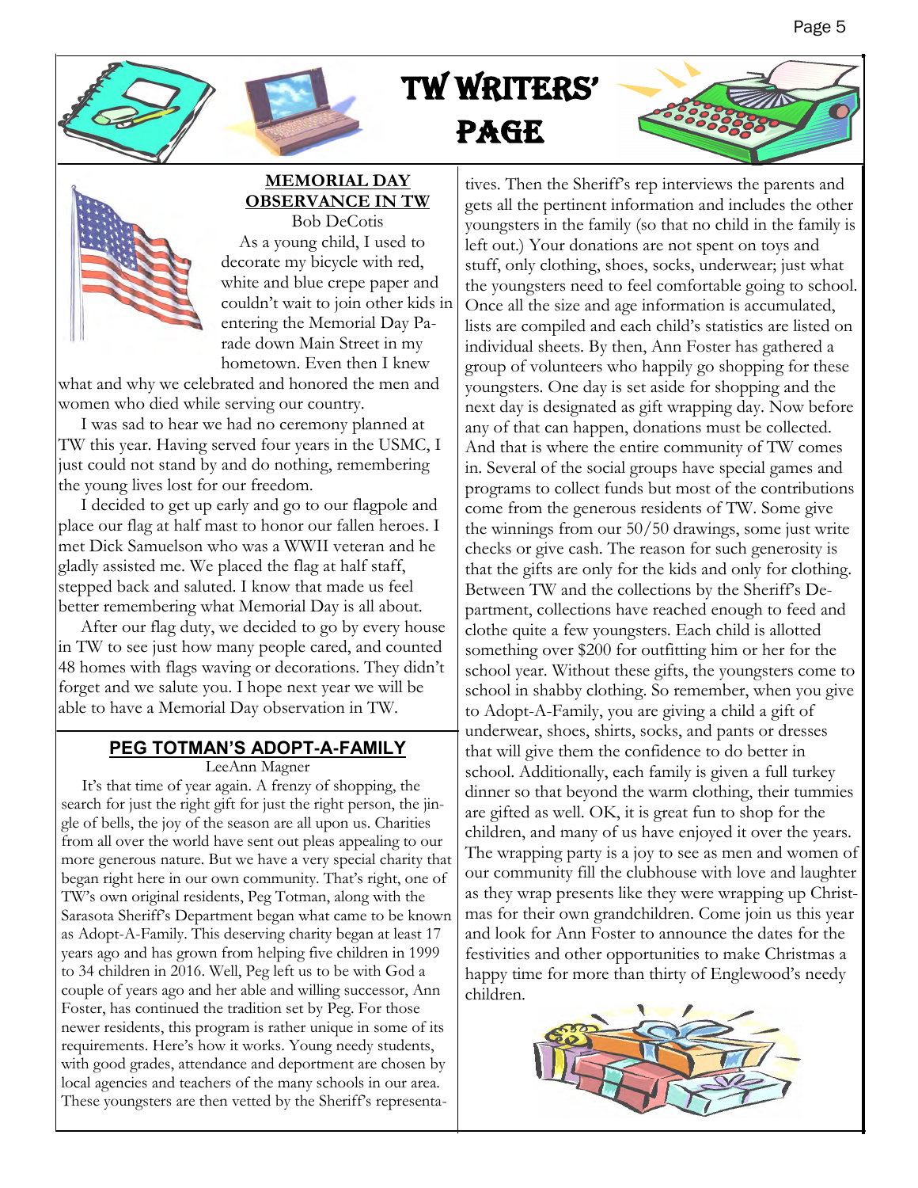# TW Writers' Page

## MEMORIAL DAY OBSERVANCE IN TW

Bob DeCotis

As a young child, I used to decorate my bicycle with red, white and blue crepe paper and couldn't wait to join other kids in entering the Memorial Day Parade down Main Street in my hometown. Even then I knew what and why we celebrated and honored the men and women who died while serving our country.

I was sad to hear we had no ceremony planned at TW this year. Having served four years in the USMC, I just could not stand by and do nothing, remembering the young lives lost for our freedom.

I decided to get up early and go to our flagpole and place our flag at half mast to honor our fallen heroes. I met Dick Samuelson who was a WWII veteran and he gladly assisted me. We placed the flag at half staff, stepped back and saluted. I know that made us feel better remembering what Memorial Day is all about.

After our flag duty, we decided to go by every house in TW to see just how many people cared, and counted 48 homes with flags waving or decorations. They didn't forget and we salute you. I hope next year we will be able to have a Memorial Day observation in TW.

## PEG TOTMAN'S ADOPT-A-FAMILY

LeeAnn Magner

It's that time of year again. A frenzy of shopping, the search for just the right gift for just the right person, the jingle of bells, the joy of the season are all upon us. Charities from all over the world have sent out pleas appealing to our more generous nature. But we have a very special charity that began right here in our own community. That's right, one of TW's own original residents, Peg Totman, along with the Sarasota Sheriff's Department began what came to be known as Adopt-A-Family. This deserving charity began at least 17 years ago and has grown from helping five children in 1999 to 34 children in 2016. Well, Peg left us to be with God a couple of years ago and her able and willing successor, Ann Foster, has continued the tradition set by Peg. For those newer residents, this program is rather unique in some of its requirements. Here's how it works. Young needy students, with good grades, attendance and deportment are chosen by local agencies and teachers of the many schools in our area. These youngsters are then vetted by the Sheriff's representatives. Then the Sheriff's rep interviews the parents and gets all the pertinent information and includes the other youngsters in the family (so that no child in the family is left out.) Your donations are not spent on toys and stuff, only clothing, shoes, socks, underwear; just what the youngsters need to feel comfortable going to school. Once all the size and age information is accumulated, lists are compiled and each child's statistics are listed on individual sheets. By then, Ann Foster has gathered a group of volunteers who happily go shopping for these youngsters. One day is set aside for shopping and the next day is designated as gift wrapping day. Now before any of that can happen, donations must be collected. And that is where the entire community of TW comes in. Several of the social groups have special games and programs to collect funds but most of the contributions come from the generous residents of TW. Some give the winnings from our 50/50 drawings, some just write checks or give cash. The reason for such generosity is that the gifts are only for the kids and only for clothing. Between TW and the collections by the Sheriff's Department, collections have reached enough to feed and clothe quite a few youngsters. Each child is allotted something over $200 for outfitting him or her for the school year. Without these gifts, the youngsters come to school in shabby clothing. So remember, when you give to Adopt-A-Family, you are giving a child a gift of underwear, shoes, shirts, socks, and pants or dresses that will give them the confidence to do better in school. Additionally, each family is given a full turkey dinner so that beyond the warm clothing, their tummies are gifted as well. OK, it is great fun to shop for the children, and many of us have enjoyed it over the years. The wrapping party is a joy to see as men and women of our community fill the clubhouse with love and laughter as they wrap presents like they were wrapping up Christmas for their own grandchildren. Come join us this year and look for Ann Foster to announce the dates for the festivities and other opportunities to make Christmas a happy time for more than thirty of Englewood's needy children.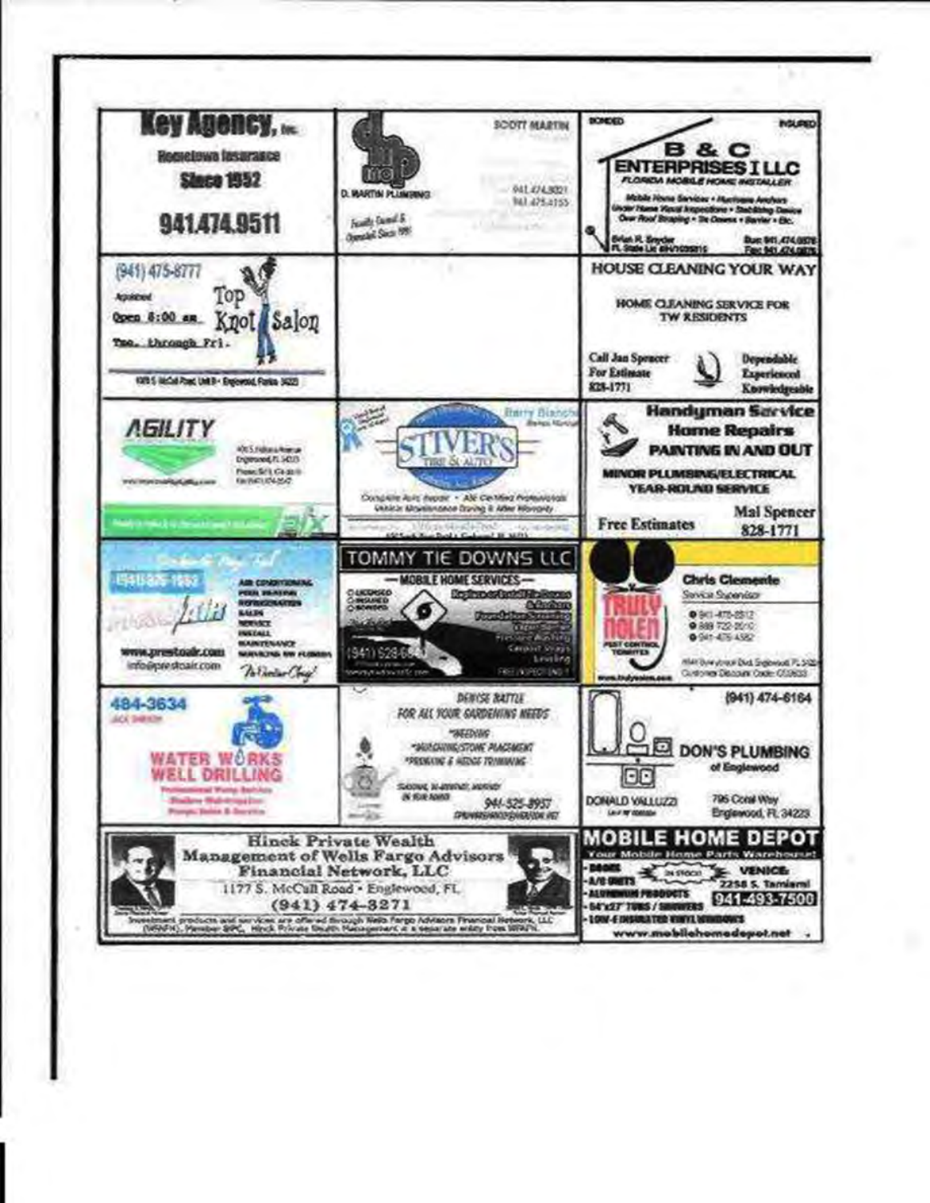**Key Agency, Inc.**
Hometown Insurance
Since 1952
941.474.9511

---

**D. MARTIN PLUMBING**
SCOTT MARTIN
941.474.8021
941.475.4155
Family Owned & Operated Since 1981

---

BONDED | INSURED
**B & C ENTERPRISES I LLC**
FLORIDA MOBILE HOME INSTALLER
Mobile Home Services • Hurricane Anchors
Under Home Visual Inspections • Stabilizing Device
Over Roof Strapping • Tie Downs • Barrier • Etc.
Brian R. Snyder
FL State Lic #IH/1026815
Bus: 941.474.6878
Fax: 941.474.6878

---

(941) 475-8777
Appointment
Open 8:00 am Tue. through Fri.
**Top Knot Salon**

---

**HOUSE CLEANING YOUR WAY**
HOME CLEANING SERVICE FOR TW RESIDENTS
Call Jan Spencer For Estimate 828-1771
Dependable Experienced Knowledgeable

---

**AGILITY**

---

**STIVER'S TIRE & AUTO**
Barry Bianchi
Complete Auto Repair • ASE Certified Professionals
Vehicle Maintenance During & After Warranty

---

**Handyman Service**
**Home Repairs**
**PAINTING IN AND OUT**
MINOR PLUMBING/ELECTRICAL
YEAR-ROUND SERVICE
Free Estimates
Mal Spencer 828-1771

---

**Preston Air**
AIR CONDITIONING
SALES
SERVICE
INSTALL
MAINTENANCE
www.prestonair.com
info@prestonair.com

---

**TOMMY TIE DOWNS LLC**
— MOBILE HOME SERVICES —
LICENSED
INSURED
BONDED
(941) 628-6
FREE INSPECTIONS!

---

**TRULY NOLEN**
PEST CONTROL
TERMITES
Chris Clemente
Service Supervisor

---

484-3634
**WATER WORKS WELL DRILLING**

---

DENISE BATTLE
FOR ALL YOUR GARDENING NEEDS
*WEEDING
*MULCHING/STONE PLACEMENT
*PRUNING & HEDGE TRIMMING
941-525-8957

---

(941) 474-6164
**DON'S PLUMBING**
of Englewood
DONALD VALLUZZI
796 Coral Way
Englewood, FL 34223

---

**Hinck Private Wealth Management of Wells Fargo Advisors Financial Network, LLC**
1177 S. McCall Road • Englewood, FL
(941) 474-3271
Investment products and services are offered through Wells Fargo Advisors Financial Network, LLC (WFAFN), Member SIPC. Hinck Private Wealth Management is a separate entity from WFAFN.

---

**MOBILE HOME DEPOT**
Your Mobile Home Parts Warehouse!
- DOORS
- A/C UNITS
- ALUMINUM PRODUCTS
- 54"x27" TUBS / SHOWERS
- LOW-E INSULATED VINYL WINDOWS

IN STOCK
VENICE: 2258 S. Tamiami
941-493-7500
www.mobilehomedepot.net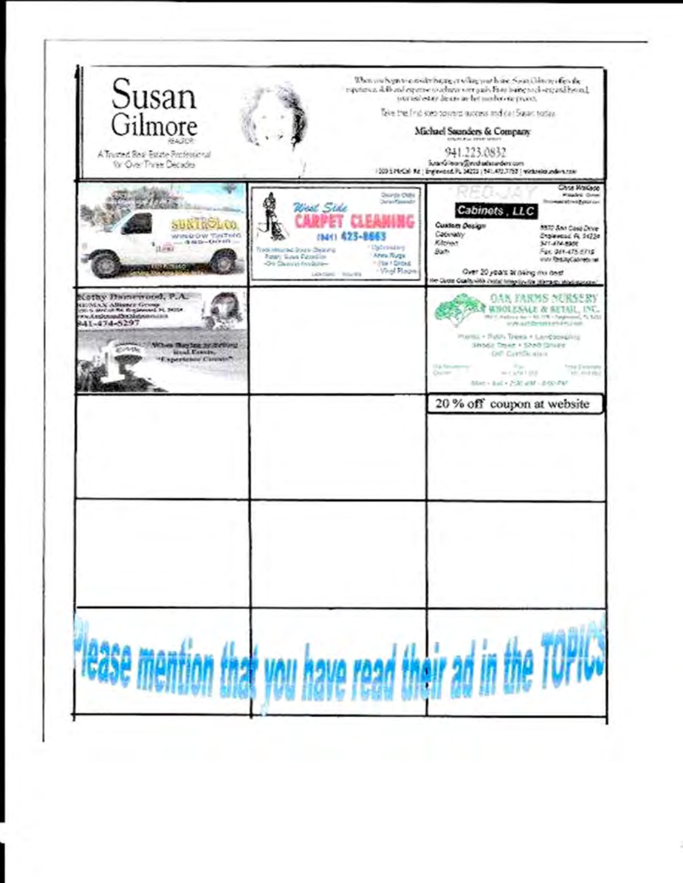# Susan Gilmore

REALTOR

A Trusted Real Estate Professional for Over Three Decades

When you begin to consider buying or selling your home, Susan Gilmore offers the experience, skills and expertise to achieve your goals. From listing to closing and beyond, your real estate dreams are her number-one priority.

Take the first step toward success and call Susan today.

Michael Saunders & Company

941.223.0832

SusanGilmore@michaelsaunders.com

---

SUNTROL CO. WINDOW TINTING

---

West Side CARPET CLEANING

(941) 475-8663

Truck Mounted Steam Cleaning
Rotary Scrub Extraction
Upholstery
Area Rugs
Tile / Grout
Vinyl Floors

---

RED-JAY Cabinets, LLC

Chris Wallace

Custom Design
Cabinetry
Kitchen
Bath

Englewood, FL 34224
941-474-8906
Fax: 941-475-5716

Over 20 years at doing the best

---

Kathy Dunnewood, P.A.

RE/MAX Alliance Group

941-474-5297

When Buying or Selling Real Estate, "Experience Counts"

---

OAK FARMS NURSERY WHOLESALE & RETAIL, INC.

Plants • Palm Trees • Landscaping
Shade Trees • Shell Drives
Gift Certificates

Mon - Sat • 7:30 AM - 5:00 PM

20 % off coupon at website

---

Please mention that you have read their ad in the TOPICS